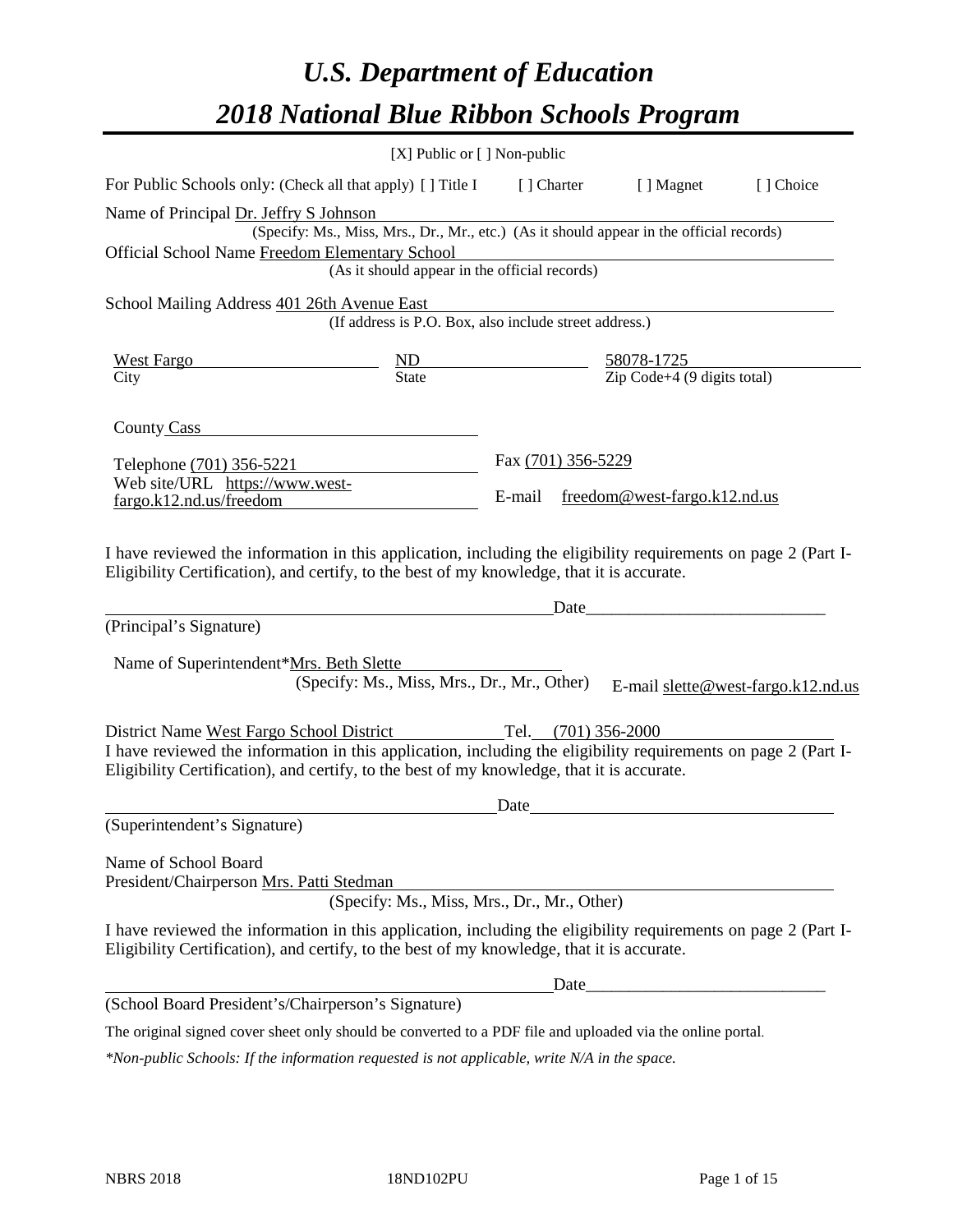# *U.S. Department of Education*

# *2018 National Blue Ribbon Schools Program*

[X] Public or [ ] Non-public

For Public Schools only: (Check all that apply) [ ] Title I [ ] Charter [ ] Magnet [ ] Choice

Name of Principal Dr. Jeffry S Johnson
(Specify: Ms., Miss, Mrs., Dr., Mr., etc.) (As it should appear in the official records)

Official School Name Freedom Elementary School
(As it should appear in the official records)

School Mailing Address 401 26th Avenue East
(If address is P.O. Box, also include street address.)

| | | |
|---|---|---|
| West Fargo | ND | 58078-1725 |
| City | State | Zip Code+4 (9 digits total) |

County Cass

Telephone (701) 356-5221

Fax (701) 356-5229

Web site/URL https://www.west-fargo.k12.nd.us/freedom

E-mail freedom@west-fargo.k12.nd.us

I have reviewed the information in this application, including the eligibility requirements on page 2 (Part I-Eligibility Certification), and certify, to the best of my knowledge, that it is accurate.

_______________________________________ Date_____________________

(Principal's Signature)

Name of Superintendent*Mrs. Beth Slette
(Specify: Ms., Miss, Mrs., Dr., Mr., Other)

E-mail slette@west-fargo.k12.nd.us

District Name West Fargo School District Tel. (701) 356-2000

I have reviewed the information in this application, including the eligibility requirements on page 2 (Part I-Eligibility Certification), and certify, to the best of my knowledge, that it is accurate.

_______________________________________ Date_____________________

(Superintendent's Signature)

Name of School Board
President/Chairperson Mrs. Patti Stedman
(Specify: Ms., Miss, Mrs., Dr., Mr., Other)

I have reviewed the information in this application, including the eligibility requirements on page 2 (Part I-Eligibility Certification), and certify, to the best of my knowledge, that it is accurate.

_______________________________________ Date_____________________

(School Board President's/Chairperson's Signature)

The original signed cover sheet only should be converted to a PDF file and uploaded via the online portal.

*\*Non-public Schools: If the information requested is not applicable, write N/A in the space.*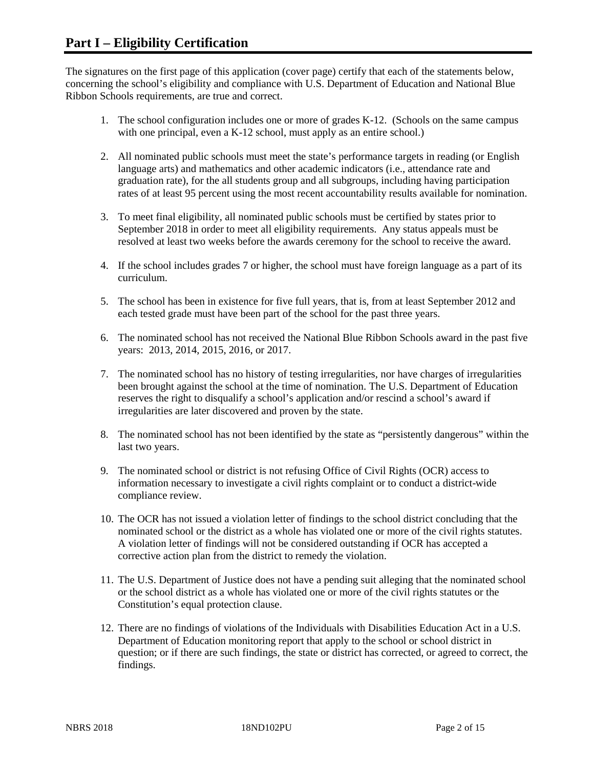# Part I – Eligibility Certification

The signatures on the first page of this application (cover page) certify that each of the statements below, concerning the school's eligibility and compliance with U.S. Department of Education and National Blue Ribbon Schools requirements, are true and correct.

1. The school configuration includes one or more of grades K-12. (Schools on the same campus with one principal, even a K-12 school, must apply as an entire school.)
2. All nominated public schools must meet the state's performance targets in reading (or English language arts) and mathematics and other academic indicators (i.e., attendance rate and graduation rate), for the all students group and all subgroups, including having participation rates of at least 95 percent using the most recent accountability results available for nomination.
3. To meet final eligibility, all nominated public schools must be certified by states prior to September 2018 in order to meet all eligibility requirements. Any status appeals must be resolved at least two weeks before the awards ceremony for the school to receive the award.
4. If the school includes grades 7 or higher, the school must have foreign language as a part of its curriculum.
5. The school has been in existence for five full years, that is, from at least September 2012 and each tested grade must have been part of the school for the past three years.
6. The nominated school has not received the National Blue Ribbon Schools award in the past five years: 2013, 2014, 2015, 2016, or 2017.
7. The nominated school has no history of testing irregularities, nor have charges of irregularities been brought against the school at the time of nomination. The U.S. Department of Education reserves the right to disqualify a school's application and/or rescind a school's award if irregularities are later discovered and proven by the state.
8. The nominated school has not been identified by the state as "persistently dangerous" within the last two years.
9. The nominated school or district is not refusing Office of Civil Rights (OCR) access to information necessary to investigate a civil rights complaint or to conduct a district-wide compliance review.
10. The OCR has not issued a violation letter of findings to the school district concluding that the nominated school or the district as a whole has violated one or more of the civil rights statutes. A violation letter of findings will not be considered outstanding if OCR has accepted a corrective action plan from the district to remedy the violation.
11. The U.S. Department of Justice does not have a pending suit alleging that the nominated school or the school district as a whole has violated one or more of the civil rights statutes or the Constitution's equal protection clause.
12. There are no findings of violations of the Individuals with Disabilities Education Act in a U.S. Department of Education monitoring report that apply to the school or school district in question; or if there are such findings, the state or district has corrected, or agreed to correct, the findings.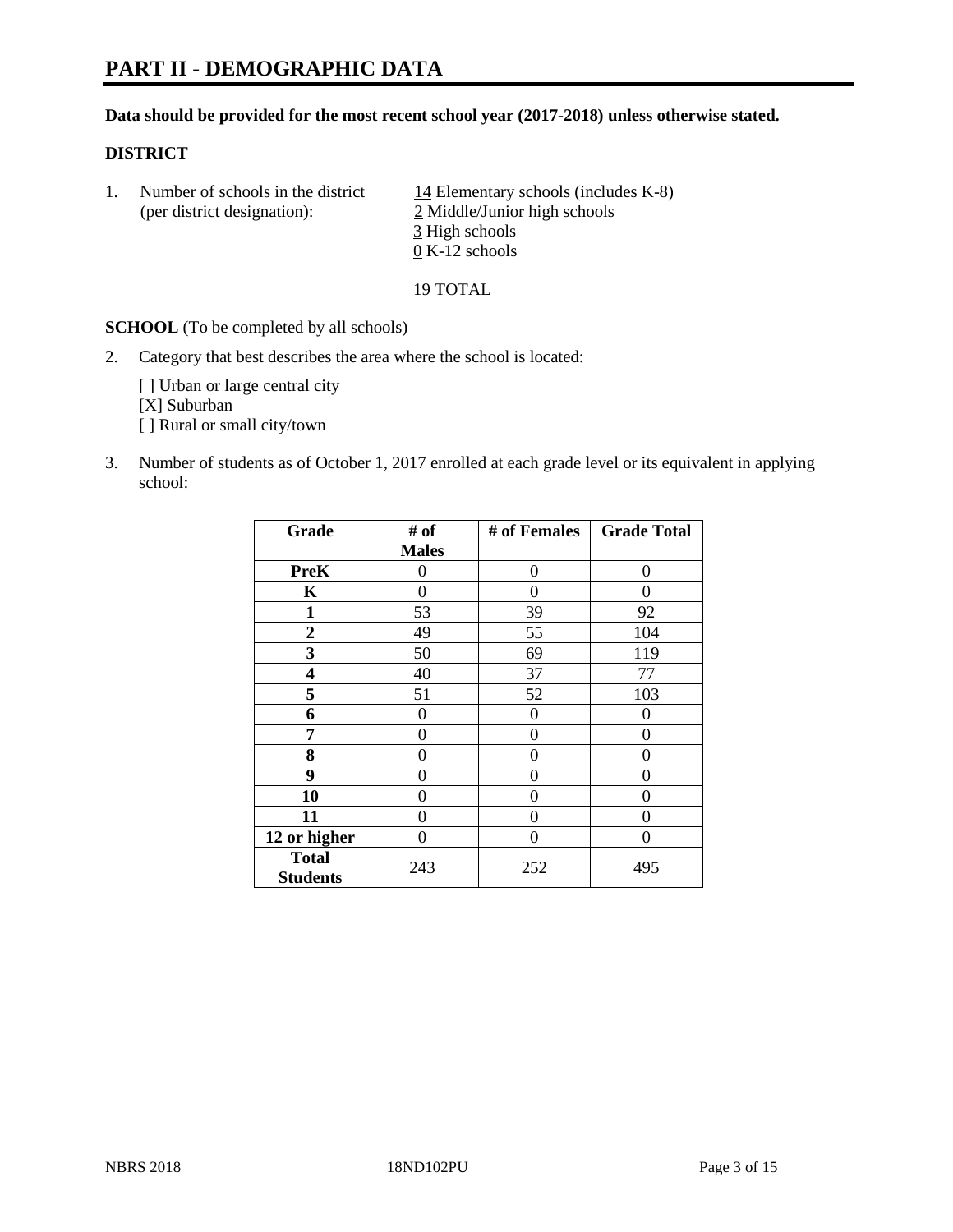# PART II - DEMOGRAPHIC DATA

**Data should be provided for the most recent school year (2017-2018) unless otherwise stated.**

**DISTRICT**

1. Number of schools in the district (per district designation):
   14 Elementary schools (includes K-8)
   2 Middle/Junior high schools
   3 High schools
   0 K-12 schools

   19 TOTAL

**SCHOOL** (To be completed by all schools)

2. Category that best describes the area where the school is located:

   [ ] Urban or large central city
   [X] Suburban
   [ ] Rural or small city/town

3. Number of students as of October 1, 2017 enrolled at each grade level or its equivalent in applying school:

| Grade | # of Males | # of Females | Grade Total |
|---|---|---|---|
| PreK | 0 | 0 | 0 |
| K | 0 | 0 | 0 |
| 1 | 53 | 39 | 92 |
| 2 | 49 | 55 | 104 |
| 3 | 50 | 69 | 119 |
| 4 | 40 | 37 | 77 |
| 5 | 51 | 52 | 103 |
| 6 | 0 | 0 | 0 |
| 7 | 0 | 0 | 0 |
| 8 | 0 | 0 | 0 |
| 9 | 0 | 0 | 0 |
| 10 | 0 | 0 | 0 |
| 11 | 0 | 0 | 0 |
| 12 or higher | 0 | 0 | 0 |
| Total Students | 243 | 252 | 495 |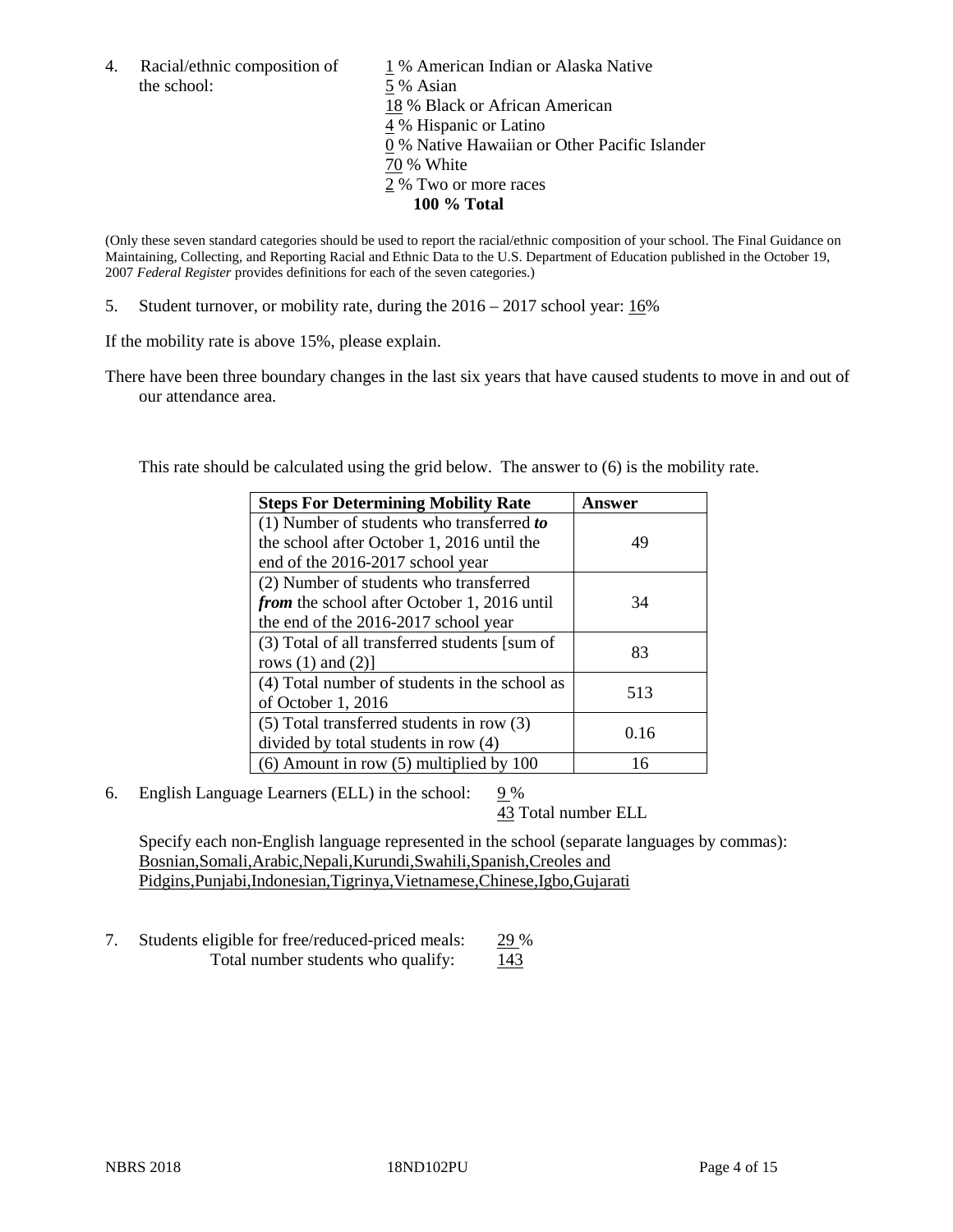4. Racial/ethnic composition of the school:

1 % American Indian or Alaska Native
5 % Asian
18 % Black or African American
4 % Hispanic or Latino
0 % Native Hawaiian or Other Pacific Islander
70 % White
2 % Two or more races
**100 % Total**

(Only these seven standard categories should be used to report the racial/ethnic composition of your school. The Final Guidance on Maintaining, Collecting, and Reporting Racial and Ethnic Data to the U.S. Department of Education published in the October 19, 2007 *Federal Register* provides definitions for each of the seven categories.)

5. Student turnover, or mobility rate, during the 2016 – 2017 school year: 16%

If the mobility rate is above 15%, please explain.

There have been three boundary changes in the last six years that have caused students to move in and out of our attendance area.

This rate should be calculated using the grid below. The answer to (6) is the mobility rate.

| **Steps For Determining Mobility Rate** | **Answer** |
|---|---|
| (1) Number of students who transferred ***to*** the school after October 1, 2016 until the end of the 2016-2017 school year | 49 |
| (2) Number of students who transferred ***from*** the school after October 1, 2016 until the end of the 2016-2017 school year | 34 |
| (3) Total of all transferred students [sum of rows (1) and (2)] | 83 |
| (4) Total number of students in the school as of October 1, 2016 | 513 |
| (5) Total transferred students in row (3) divided by total students in row (4) | 0.16 |
| (6) Amount in row (5) multiplied by 100 | 16 |

6. English Language Learners (ELL) in the school: 9 %
43 Total number ELL

Specify each non-English language represented in the school (separate languages by commas):
Bosnian,Somali,Arabic,Nepali,Kurundi,Swahili,Spanish,Creoles and Pidgins,Punjabi,Indonesian,Tigrinya,Vietnamese,Chinese,Igbo,Gujarati

7. Students eligible for free/reduced-priced meals: 29 %
Total number students who qualify: 143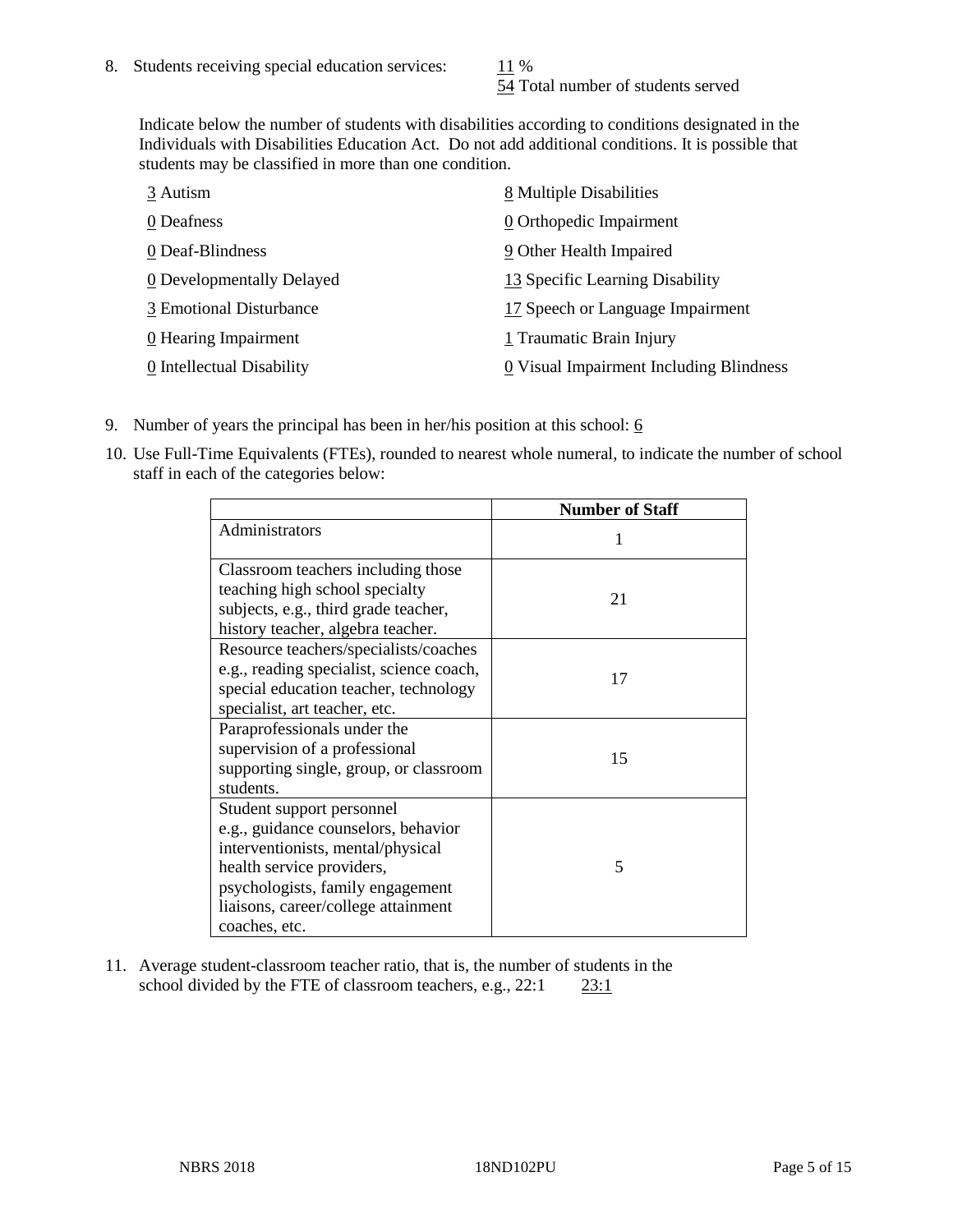8. Students receiving special education services: 11 %
   54 Total number of students served

   Indicate below the number of students with disabilities according to conditions designated in the Individuals with Disabilities Education Act. Do not add additional conditions. It is possible that students may be classified in more than one condition.

   3 Autism
   0 Deafness
   0 Deaf-Blindness
   0 Developmentally Delayed
   3 Emotional Disturbance
   0 Hearing Impairment
   0 Intellectual Disability
   8 Multiple Disabilities
   0 Orthopedic Impairment
   9 Other Health Impaired
   13 Specific Learning Disability
   17 Speech or Language Impairment
   1 Traumatic Brain Injury
   0 Visual Impairment Including Blindness

9. Number of years the principal has been in her/his position at this school: 6

10. Use Full-Time Equivalents (FTEs), rounded to nearest whole numeral, to indicate the number of school staff in each of the categories below:

| | Number of Staff |
|---|---|
| Administrators | 1 |
| Classroom teachers including those teaching high school specialty subjects, e.g., third grade teacher, history teacher, algebra teacher. | 21 |
| Resource teachers/specialists/coaches e.g., reading specialist, science coach, special education teacher, technology specialist, art teacher, etc. | 17 |
| Paraprofessionals under the supervision of a professional supporting single, group, or classroom students. | 15 |
| Student support personnel e.g., guidance counselors, behavior interventionists, mental/physical health service providers, psychologists, family engagement liaisons, career/college attainment coaches, etc. | 5 |

11. Average student-classroom teacher ratio, that is, the number of students in the school divided by the FTE of classroom teachers, e.g., 22:1 23:1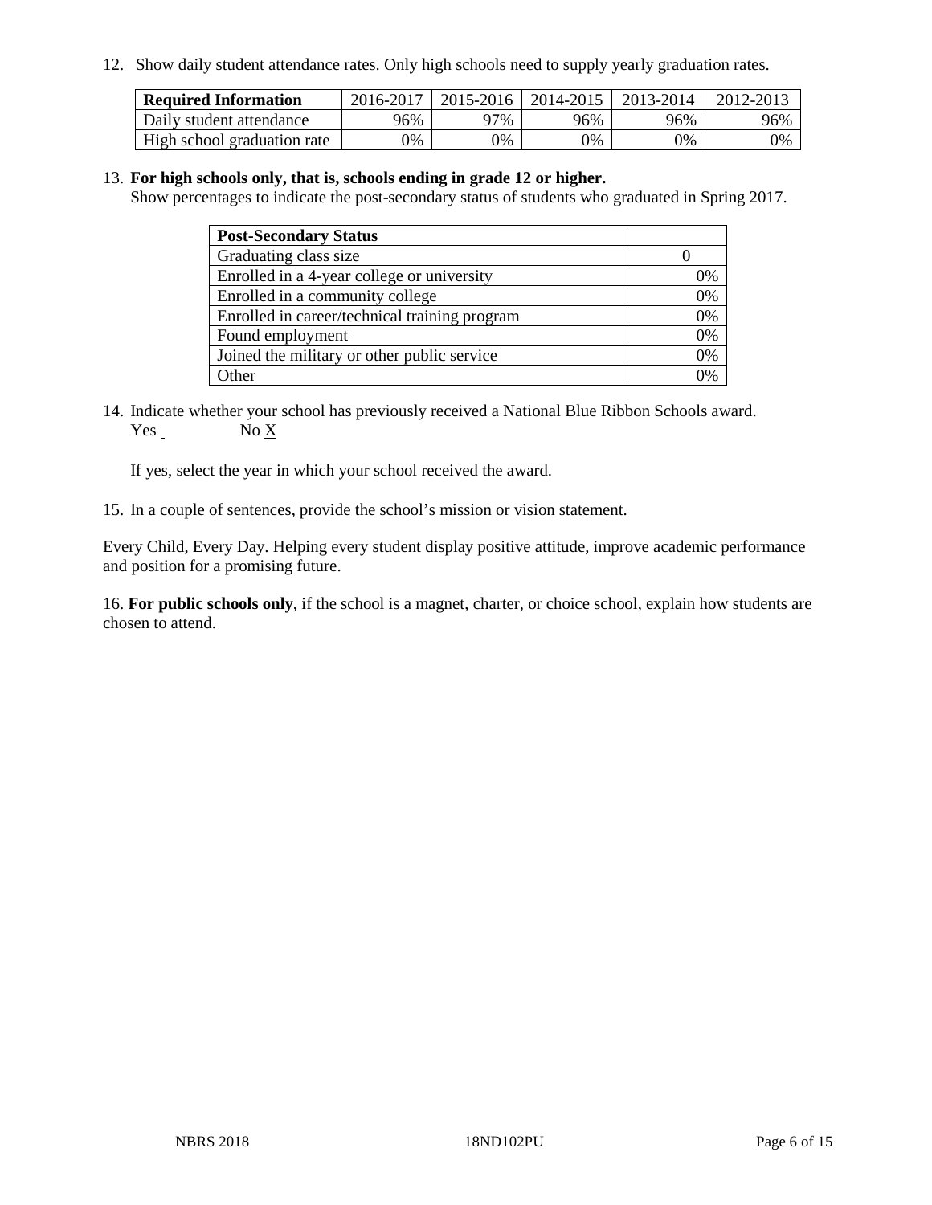12. Show daily student attendance rates. Only high schools need to supply yearly graduation rates.

| Required Information | 2016-2017 | 2015-2016 | 2014-2015 | 2013-2014 | 2012-2013 |
|---|---|---|---|---|---|
| Daily student attendance | 96% | 97% | 96% | 96% | 96% |
| High school graduation rate | 0% | 0% | 0% | 0% | 0% |

13. **For high schools only, that is, schools ending in grade 12 or higher.**
Show percentages to indicate the post-secondary status of students who graduated in Spring 2017.

| Post-Secondary Status | |
|---|---|
| Graduating class size | 0 |
| Enrolled in a 4-year college or university | 0% |
| Enrolled in a community college | 0% |
| Enrolled in career/technical training program | 0% |
| Found employment | 0% |
| Joined the military or other public service | 0% |
| Other | 0% |

14. Indicate whether your school has previously received a National Blue Ribbon Schools award.
Yes ___ No X

If yes, select the year in which your school received the award.

15. In a couple of sentences, provide the school's mission or vision statement.

Every Child, Every Day. Helping every student display positive attitude, improve academic performance and position for a promising future.

16. **For public schools only**, if the school is a magnet, charter, or choice school, explain how students are chosen to attend.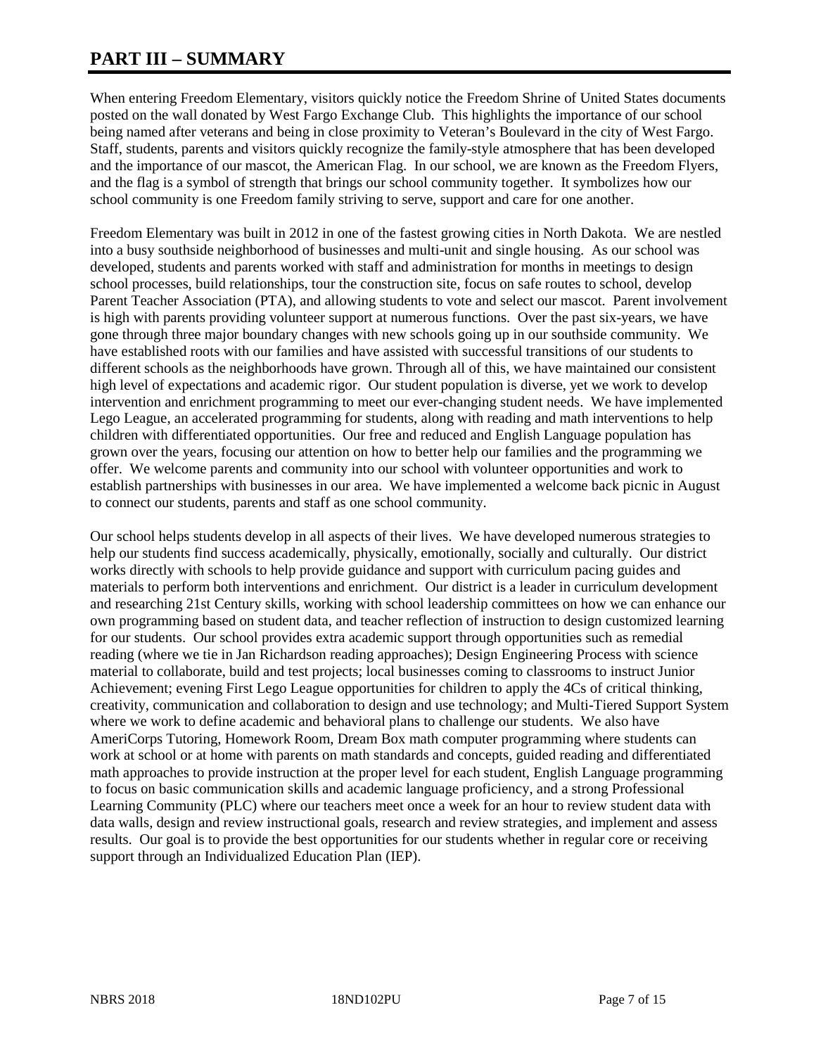# PART III – SUMMARY

When entering Freedom Elementary, visitors quickly notice the Freedom Shrine of United States documents posted on the wall donated by West Fargo Exchange Club. This highlights the importance of our school being named after veterans and being in close proximity to Veteran's Boulevard in the city of West Fargo. Staff, students, parents and visitors quickly recognize the family-style atmosphere that has been developed and the importance of our mascot, the American Flag. In our school, we are known as the Freedom Flyers, and the flag is a symbol of strength that brings our school community together. It symbolizes how our school community is one Freedom family striving to serve, support and care for one another.

Freedom Elementary was built in 2012 in one of the fastest growing cities in North Dakota. We are nestled into a busy southside neighborhood of businesses and multi-unit and single housing. As our school was developed, students and parents worked with staff and administration for months in meetings to design school processes, build relationships, tour the construction site, focus on safe routes to school, develop Parent Teacher Association (PTA), and allowing students to vote and select our mascot. Parent involvement is high with parents providing volunteer support at numerous functions. Over the past six-years, we have gone through three major boundary changes with new schools going up in our southside community. We have established roots with our families and have assisted with successful transitions of our students to different schools as the neighborhoods have grown. Through all of this, we have maintained our consistent high level of expectations and academic rigor. Our student population is diverse, yet we work to develop intervention and enrichment programming to meet our ever-changing student needs. We have implemented Lego League, an accelerated programming for students, along with reading and math interventions to help children with differentiated opportunities. Our free and reduced and English Language population has grown over the years, focusing our attention on how to better help our families and the programming we offer. We welcome parents and community into our school with volunteer opportunities and work to establish partnerships with businesses in our area. We have implemented a welcome back picnic in August to connect our students, parents and staff as one school community.

Our school helps students develop in all aspects of their lives. We have developed numerous strategies to help our students find success academically, physically, emotionally, socially and culturally. Our district works directly with schools to help provide guidance and support with curriculum pacing guides and materials to perform both interventions and enrichment. Our district is a leader in curriculum development and researching 21st Century skills, working with school leadership committees on how we can enhance our own programming based on student data, and teacher reflection of instruction to design customized learning for our students. Our school provides extra academic support through opportunities such as remedial reading (where we tie in Jan Richardson reading approaches); Design Engineering Process with science material to collaborate, build and test projects; local businesses coming to classrooms to instruct Junior Achievement; evening First Lego League opportunities for children to apply the 4Cs of critical thinking, creativity, communication and collaboration to design and use technology; and Multi-Tiered Support System where we work to define academic and behavioral plans to challenge our students. We also have AmeriCorps Tutoring, Homework Room, Dream Box math computer programming where students can work at school or at home with parents on math standards and concepts, guided reading and differentiated math approaches to provide instruction at the proper level for each student, English Language programming to focus on basic communication skills and academic language proficiency, and a strong Professional Learning Community (PLC) where our teachers meet once a week for an hour to review student data with data walls, design and review instructional goals, research and review strategies, and implement and assess results. Our goal is to provide the best opportunities for our students whether in regular core or receiving support through an Individualized Education Plan (IEP).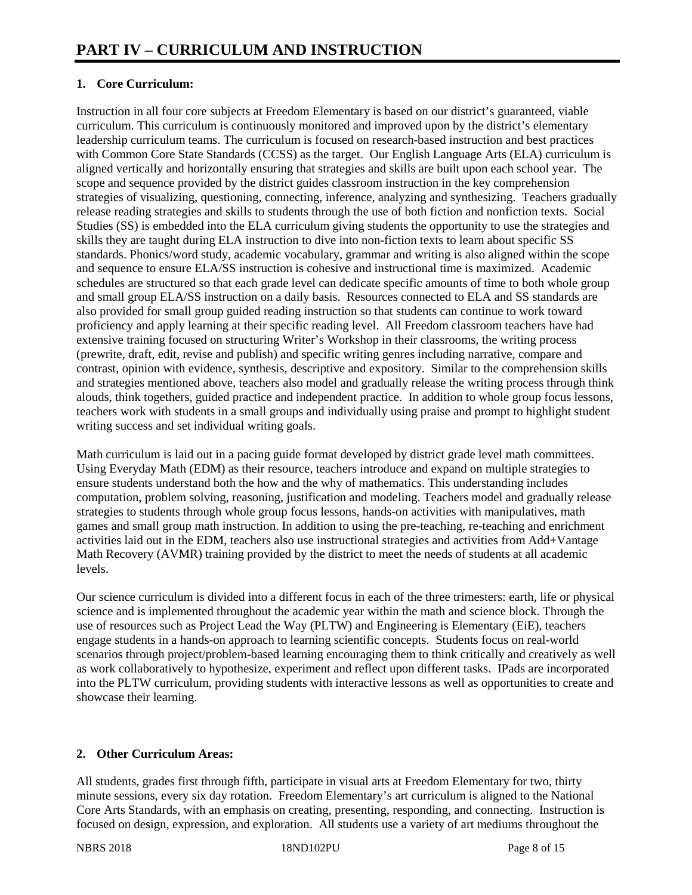# PART IV – CURRICULUM AND INSTRUCTION

## 1. Core Curriculum:

Instruction in all four core subjects at Freedom Elementary is based on our district's guaranteed, viable curriculum. This curriculum is continuously monitored and improved upon by the district's elementary leadership curriculum teams. The curriculum is focused on research-based instruction and best practices with Common Core State Standards (CCSS) as the target. Our English Language Arts (ELA) curriculum is aligned vertically and horizontally ensuring that strategies and skills are built upon each school year. The scope and sequence provided by the district guides classroom instruction in the key comprehension strategies of visualizing, questioning, connecting, inference, analyzing and synthesizing. Teachers gradually release reading strategies and skills to students through the use of both fiction and nonfiction texts. Social Studies (SS) is embedded into the ELA curriculum giving students the opportunity to use the strategies and skills they are taught during ELA instruction to dive into non-fiction texts to learn about specific SS standards. Phonics/word study, academic vocabulary, grammar and writing is also aligned within the scope and sequence to ensure ELA/SS instruction is cohesive and instructional time is maximized. Academic schedules are structured so that each grade level can dedicate specific amounts of time to both whole group and small group ELA/SS instruction on a daily basis. Resources connected to ELA and SS standards are also provided for small group guided reading instruction so that students can continue to work toward proficiency and apply learning at their specific reading level. All Freedom classroom teachers have had extensive training focused on structuring Writer's Workshop in their classrooms, the writing process (prewrite, draft, edit, revise and publish) and specific writing genres including narrative, compare and contrast, opinion with evidence, synthesis, descriptive and expository. Similar to the comprehension skills and strategies mentioned above, teachers also model and gradually release the writing process through think alouds, think togethers, guided practice and independent practice. In addition to whole group focus lessons, teachers work with students in a small groups and individually using praise and prompt to highlight student writing success and set individual writing goals.

Math curriculum is laid out in a pacing guide format developed by district grade level math committees. Using Everyday Math (EDM) as their resource, teachers introduce and expand on multiple strategies to ensure students understand both the how and the why of mathematics. This understanding includes computation, problem solving, reasoning, justification and modeling. Teachers model and gradually release strategies to students through whole group focus lessons, hands-on activities with manipulatives, math games and small group math instruction. In addition to using the pre-teaching, re-teaching and enrichment activities laid out in the EDM, teachers also use instructional strategies and activities from Add+Vantage Math Recovery (AVMR) training provided by the district to meet the needs of students at all academic levels.

Our science curriculum is divided into a different focus in each of the three trimesters: earth, life or physical science and is implemented throughout the academic year within the math and science block. Through the use of resources such as Project Lead the Way (PLTW) and Engineering is Elementary (EiE), teachers engage students in a hands-on approach to learning scientific concepts. Students focus on real-world scenarios through project/problem-based learning encouraging them to think critically and creatively as well as work collaboratively to hypothesize, experiment and reflect upon different tasks. IPads are incorporated into the PLTW curriculum, providing students with interactive lessons as well as opportunities to create and showcase their learning.

## 2. Other Curriculum Areas:

All students, grades first through fifth, participate in visual arts at Freedom Elementary for two, thirty minute sessions, every six day rotation. Freedom Elementary's art curriculum is aligned to the National Core Arts Standards, with an emphasis on creating, presenting, responding, and connecting. Instruction is focused on design, expression, and exploration. All students use a variety of art mediums throughout the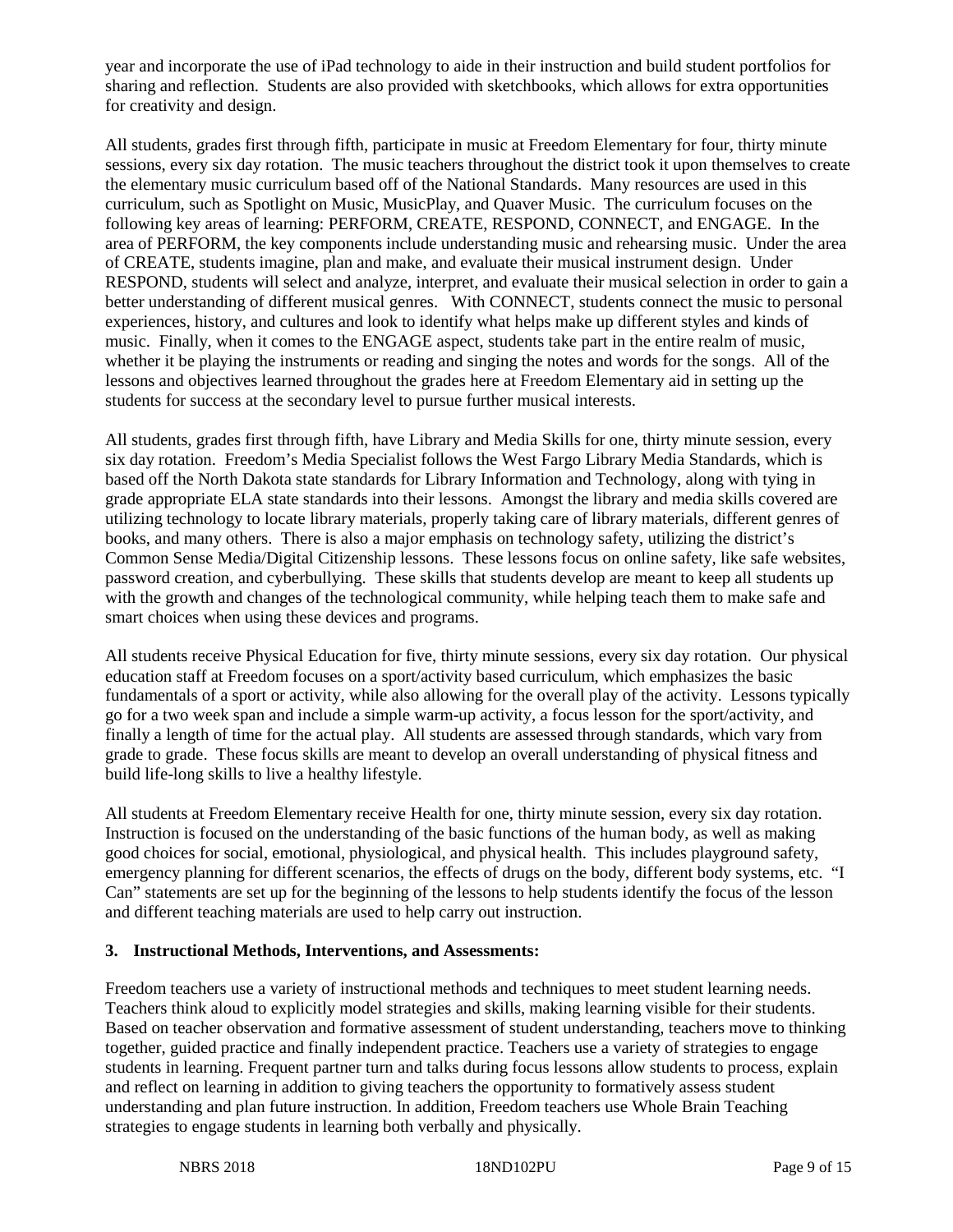year and incorporate the use of iPad technology to aide in their instruction and build student portfolios for sharing and reflection. Students are also provided with sketchbooks, which allows for extra opportunities for creativity and design.

All students, grades first through fifth, participate in music at Freedom Elementary for four, thirty minute sessions, every six day rotation. The music teachers throughout the district took it upon themselves to create the elementary music curriculum based off of the National Standards. Many resources are used in this curriculum, such as Spotlight on Music, MusicPlay, and Quaver Music. The curriculum focuses on the following key areas of learning: PERFORM, CREATE, RESPOND, CONNECT, and ENGAGE. In the area of PERFORM, the key components include understanding music and rehearsing music. Under the area of CREATE, students imagine, plan and make, and evaluate their musical instrument design. Under RESPOND, students will select and analyze, interpret, and evaluate their musical selection in order to gain a better understanding of different musical genres. With CONNECT, students connect the music to personal experiences, history, and cultures and look to identify what helps make up different styles and kinds of music. Finally, when it comes to the ENGAGE aspect, students take part in the entire realm of music, whether it be playing the instruments or reading and singing the notes and words for the songs. All of the lessons and objectives learned throughout the grades here at Freedom Elementary aid in setting up the students for success at the secondary level to pursue further musical interests.

All students, grades first through fifth, have Library and Media Skills for one, thirty minute session, every six day rotation. Freedom's Media Specialist follows the West Fargo Library Media Standards, which is based off the North Dakota state standards for Library Information and Technology, along with tying in grade appropriate ELA state standards into their lessons. Amongst the library and media skills covered are utilizing technology to locate library materials, properly taking care of library materials, different genres of books, and many others. There is also a major emphasis on technology safety, utilizing the district's Common Sense Media/Digital Citizenship lessons. These lessons focus on online safety, like safe websites, password creation, and cyberbullying. These skills that students develop are meant to keep all students up with the growth and changes of the technological community, while helping teach them to make safe and smart choices when using these devices and programs.

All students receive Physical Education for five, thirty minute sessions, every six day rotation. Our physical education staff at Freedom focuses on a sport/activity based curriculum, which emphasizes the basic fundamentals of a sport or activity, while also allowing for the overall play of the activity. Lessons typically go for a two week span and include a simple warm-up activity, a focus lesson for the sport/activity, and finally a length of time for the actual play. All students are assessed through standards, which vary from grade to grade. These focus skills are meant to develop an overall understanding of physical fitness and build life-long skills to live a healthy lifestyle.

All students at Freedom Elementary receive Health for one, thirty minute session, every six day rotation. Instruction is focused on the understanding of the basic functions of the human body, as well as making good choices for social, emotional, physiological, and physical health. This includes playground safety, emergency planning for different scenarios, the effects of drugs on the body, different body systems, etc. "I Can" statements are set up for the beginning of the lessons to help students identify the focus of the lesson and different teaching materials are used to help carry out instruction.

**3. Instructional Methods, Interventions, and Assessments:**

Freedom teachers use a variety of instructional methods and techniques to meet student learning needs. Teachers think aloud to explicitly model strategies and skills, making learning visible for their students. Based on teacher observation and formative assessment of student understanding, teachers move to thinking together, guided practice and finally independent practice. Teachers use a variety of strategies to engage students in learning. Frequent partner turn and talks during focus lessons allow students to process, explain and reflect on learning in addition to giving teachers the opportunity to formatively assess student understanding and plan future instruction. In addition, Freedom teachers use Whole Brain Teaching strategies to engage students in learning both verbally and physically.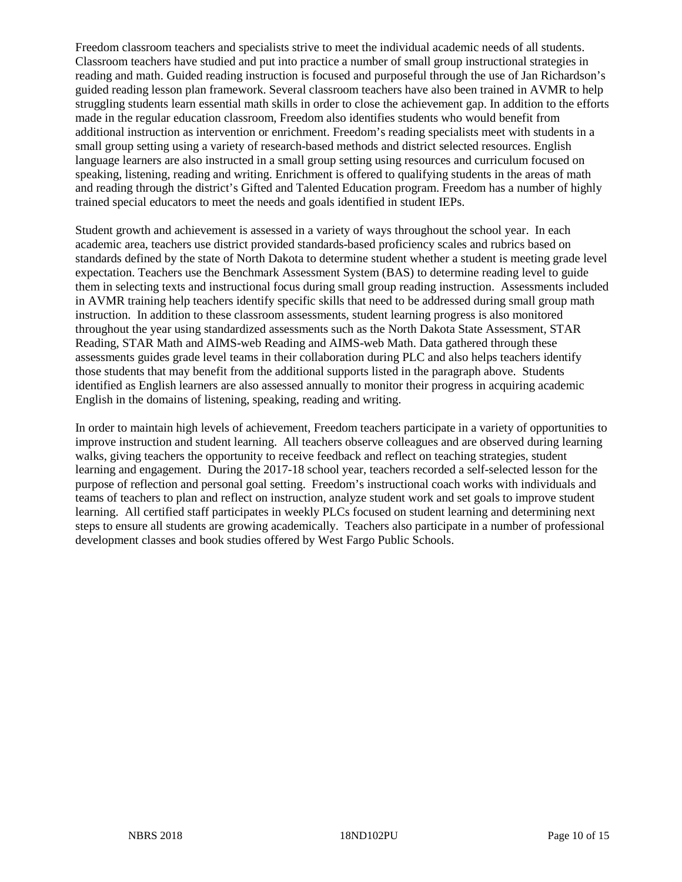Freedom classroom teachers and specialists strive to meet the individual academic needs of all students. Classroom teachers have studied and put into practice a number of small group instructional strategies in reading and math. Guided reading instruction is focused and purposeful through the use of Jan Richardson's guided reading lesson plan framework. Several classroom teachers have also been trained in AVMR to help struggling students learn essential math skills in order to close the achievement gap. In addition to the efforts made in the regular education classroom, Freedom also identifies students who would benefit from additional instruction as intervention or enrichment. Freedom's reading specialists meet with students in a small group setting using a variety of research-based methods and district selected resources. English language learners are also instructed in a small group setting using resources and curriculum focused on speaking, listening, reading and writing. Enrichment is offered to qualifying students in the areas of math and reading through the district's Gifted and Talented Education program. Freedom has a number of highly trained special educators to meet the needs and goals identified in student IEPs.

Student growth and achievement is assessed in a variety of ways throughout the school year. In each academic area, teachers use district provided standards-based proficiency scales and rubrics based on standards defined by the state of North Dakota to determine student whether a student is meeting grade level expectation. Teachers use the Benchmark Assessment System (BAS) to determine reading level to guide them in selecting texts and instructional focus during small group reading instruction. Assessments included in AVMR training help teachers identify specific skills that need to be addressed during small group math instruction. In addition to these classroom assessments, student learning progress is also monitored throughout the year using standardized assessments such as the North Dakota State Assessment, STAR Reading, STAR Math and AIMS-web Reading and AIMS-web Math. Data gathered through these assessments guides grade level teams in their collaboration during PLC and also helps teachers identify those students that may benefit from the additional supports listed in the paragraph above. Students identified as English learners are also assessed annually to monitor their progress in acquiring academic English in the domains of listening, speaking, reading and writing.

In order to maintain high levels of achievement, Freedom teachers participate in a variety of opportunities to improve instruction and student learning. All teachers observe colleagues and are observed during learning walks, giving teachers the opportunity to receive feedback and reflect on teaching strategies, student learning and engagement. During the 2017-18 school year, teachers recorded a self-selected lesson for the purpose of reflection and personal goal setting. Freedom's instructional coach works with individuals and teams of teachers to plan and reflect on instruction, analyze student work and set goals to improve student learning. All certified staff participates in weekly PLCs focused on student learning and determining next steps to ensure all students are growing academically. Teachers also participate in a number of professional development classes and book studies offered by West Fargo Public Schools.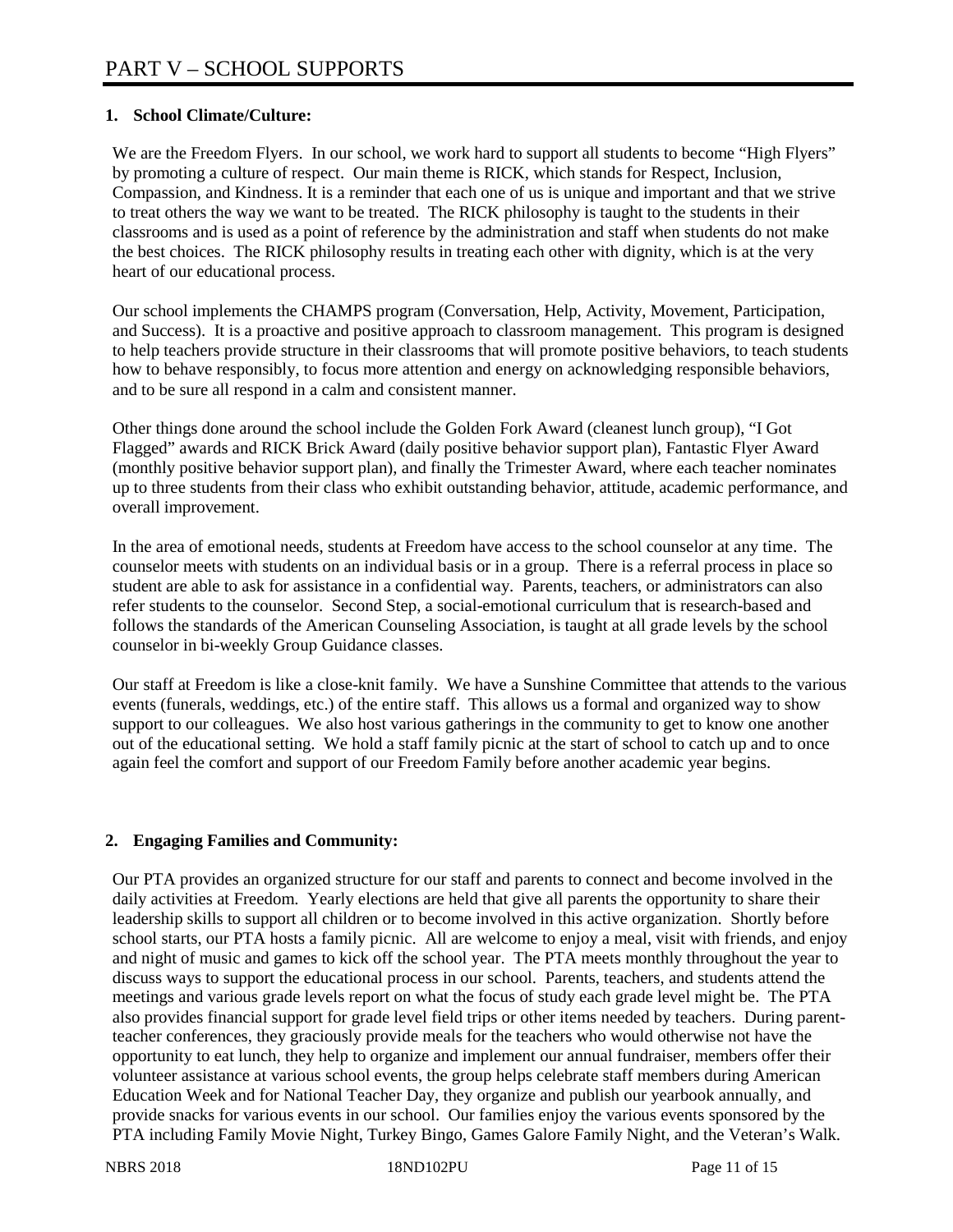# PART V – SCHOOL SUPPORTS

## 1. School Climate/Culture:

We are the Freedom Flyers. In our school, we work hard to support all students to become "High Flyers" by promoting a culture of respect. Our main theme is RICK, which stands for Respect, Inclusion, Compassion, and Kindness. It is a reminder that each one of us is unique and important and that we strive to treat others the way we want to be treated. The RICK philosophy is taught to the students in their classrooms and is used as a point of reference by the administration and staff when students do not make the best choices. The RICK philosophy results in treating each other with dignity, which is at the very heart of our educational process.

Our school implements the CHAMPS program (Conversation, Help, Activity, Movement, Participation, and Success). It is a proactive and positive approach to classroom management. This program is designed to help teachers provide structure in their classrooms that will promote positive behaviors, to teach students how to behave responsibly, to focus more attention and energy on acknowledging responsible behaviors, and to be sure all respond in a calm and consistent manner.

Other things done around the school include the Golden Fork Award (cleanest lunch group), "I Got Flagged" awards and RICK Brick Award (daily positive behavior support plan), Fantastic Flyer Award (monthly positive behavior support plan), and finally the Trimester Award, where each teacher nominates up to three students from their class who exhibit outstanding behavior, attitude, academic performance, and overall improvement.

In the area of emotional needs, students at Freedom have access to the school counselor at any time. The counselor meets with students on an individual basis or in a group. There is a referral process in place so student are able to ask for assistance in a confidential way. Parents, teachers, or administrators can also refer students to the counselor. Second Step, a social-emotional curriculum that is research-based and follows the standards of the American Counseling Association, is taught at all grade levels by the school counselor in bi-weekly Group Guidance classes.

Our staff at Freedom is like a close-knit family. We have a Sunshine Committee that attends to the various events (funerals, weddings, etc.) of the entire staff. This allows us a formal and organized way to show support to our colleagues. We also host various gatherings in the community to get to know one another out of the educational setting. We hold a staff family picnic at the start of school to catch up and to once again feel the comfort and support of our Freedom Family before another academic year begins.

## 2. Engaging Families and Community:

Our PTA provides an organized structure for our staff and parents to connect and become involved in the daily activities at Freedom. Yearly elections are held that give all parents the opportunity to share their leadership skills to support all children or to become involved in this active organization. Shortly before school starts, our PTA hosts a family picnic. All are welcome to enjoy a meal, visit with friends, and enjoy and night of music and games to kick off the school year. The PTA meets monthly throughout the year to discuss ways to support the educational process in our school. Parents, teachers, and students attend the meetings and various grade levels report on what the focus of study each grade level might be. The PTA also provides financial support for grade level field trips or other items needed by teachers. During parent-teacher conferences, they graciously provide meals for the teachers who would otherwise not have the opportunity to eat lunch, they help to organize and implement our annual fundraiser, members offer their volunteer assistance at various school events, the group helps celebrate staff members during American Education Week and for National Teacher Day, they organize and publish our yearbook annually, and provide snacks for various events in our school. Our families enjoy the various events sponsored by the PTA including Family Movie Night, Turkey Bingo, Games Galore Family Night, and the Veteran's Walk.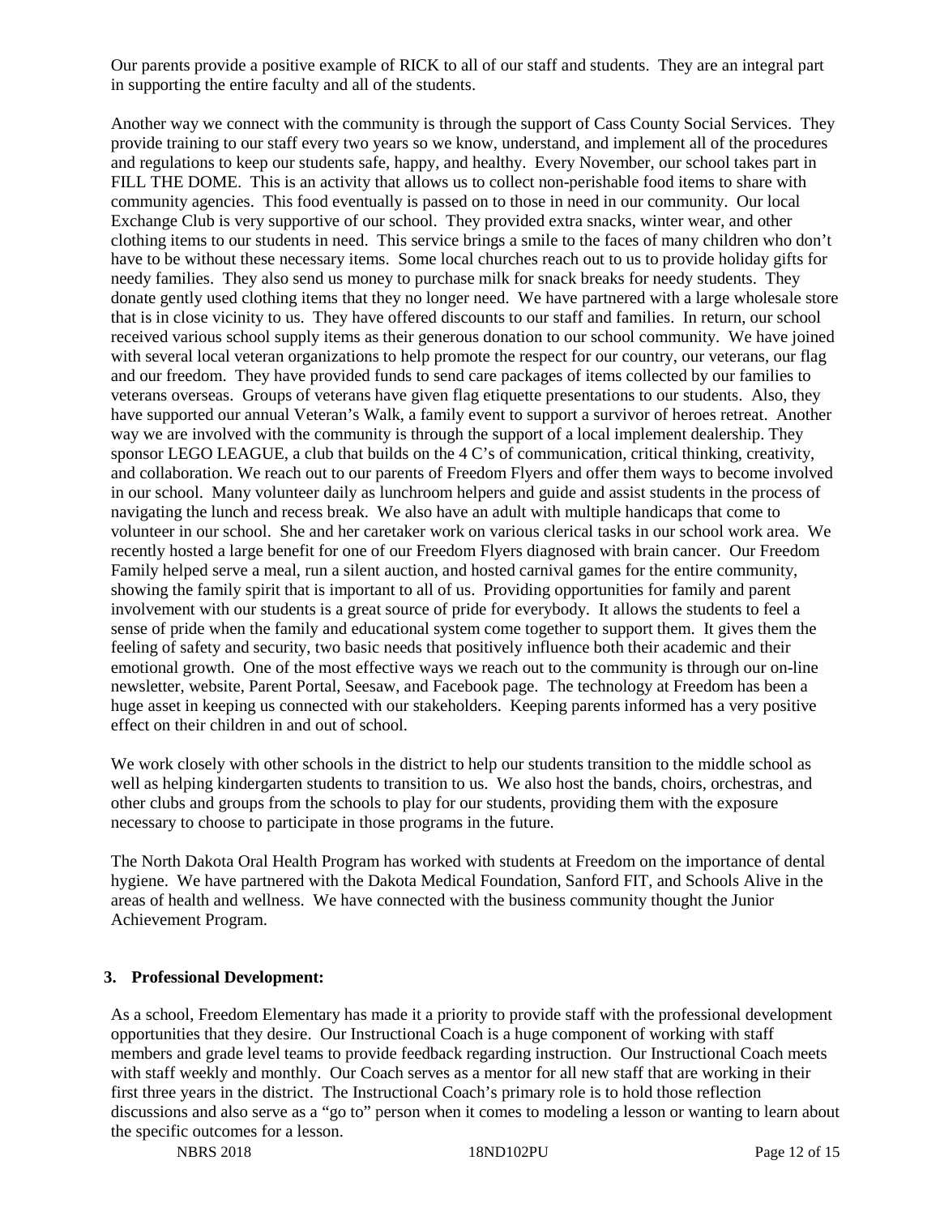Our parents provide a positive example of RICK to all of our staff and students. They are an integral part in supporting the entire faculty and all of the students.

Another way we connect with the community is through the support of Cass County Social Services. They provide training to our staff every two years so we know, understand, and implement all of the procedures and regulations to keep our students safe, happy, and healthy. Every November, our school takes part in FILL THE DOME. This is an activity that allows us to collect non-perishable food items to share with community agencies. This food eventually is passed on to those in need in our community. Our local Exchange Club is very supportive of our school. They provided extra snacks, winter wear, and other clothing items to our students in need. This service brings a smile to the faces of many children who don't have to be without these necessary items. Some local churches reach out to us to provide holiday gifts for needy families. They also send us money to purchase milk for snack breaks for needy students. They donate gently used clothing items that they no longer need. We have partnered with a large wholesale store that is in close vicinity to us. They have offered discounts to our staff and families. In return, our school received various school supply items as their generous donation to our school community. We have joined with several local veteran organizations to help promote the respect for our country, our veterans, our flag and our freedom. They have provided funds to send care packages of items collected by our families to veterans overseas. Groups of veterans have given flag etiquette presentations to our students. Also, they have supported our annual Veteran's Walk, a family event to support a survivor of heroes retreat. Another way we are involved with the community is through the support of a local implement dealership. They sponsor LEGO LEAGUE, a club that builds on the 4 C's of communication, critical thinking, creativity, and collaboration. We reach out to our parents of Freedom Flyers and offer them ways to become involved in our school. Many volunteer daily as lunchroom helpers and guide and assist students in the process of navigating the lunch and recess break. We also have an adult with multiple handicaps that come to volunteer in our school. She and her caretaker work on various clerical tasks in our school work area. We recently hosted a large benefit for one of our Freedom Flyers diagnosed with brain cancer. Our Freedom Family helped serve a meal, run a silent auction, and hosted carnival games for the entire community, showing the family spirit that is important to all of us. Providing opportunities for family and parent involvement with our students is a great source of pride for everybody. It allows the students to feel a sense of pride when the family and educational system come together to support them. It gives them the feeling of safety and security, two basic needs that positively influence both their academic and their emotional growth. One of the most effective ways we reach out to the community is through our on-line newsletter, website, Parent Portal, Seesaw, and Facebook page. The technology at Freedom has been a huge asset in keeping us connected with our stakeholders. Keeping parents informed has a very positive effect on their children in and out of school.

We work closely with other schools in the district to help our students transition to the middle school as well as helping kindergarten students to transition to us. We also host the bands, choirs, orchestras, and other clubs and groups from the schools to play for our students, providing them with the exposure necessary to choose to participate in those programs in the future.

The North Dakota Oral Health Program has worked with students at Freedom on the importance of dental hygiene. We have partnered with the Dakota Medical Foundation, Sanford FIT, and Schools Alive in the areas of health and wellness. We have connected with the business community thought the Junior Achievement Program.

### 3. Professional Development:

As a school, Freedom Elementary has made it a priority to provide staff with the professional development opportunities that they desire. Our Instructional Coach is a huge component of working with staff members and grade level teams to provide feedback regarding instruction. Our Instructional Coach meets with staff weekly and monthly. Our Coach serves as a mentor for all new staff that are working in their first three years in the district. The Instructional Coach's primary role is to hold those reflection discussions and also serve as a "go to" person when it comes to modeling a lesson or wanting to learn about the specific outcomes for a lesson.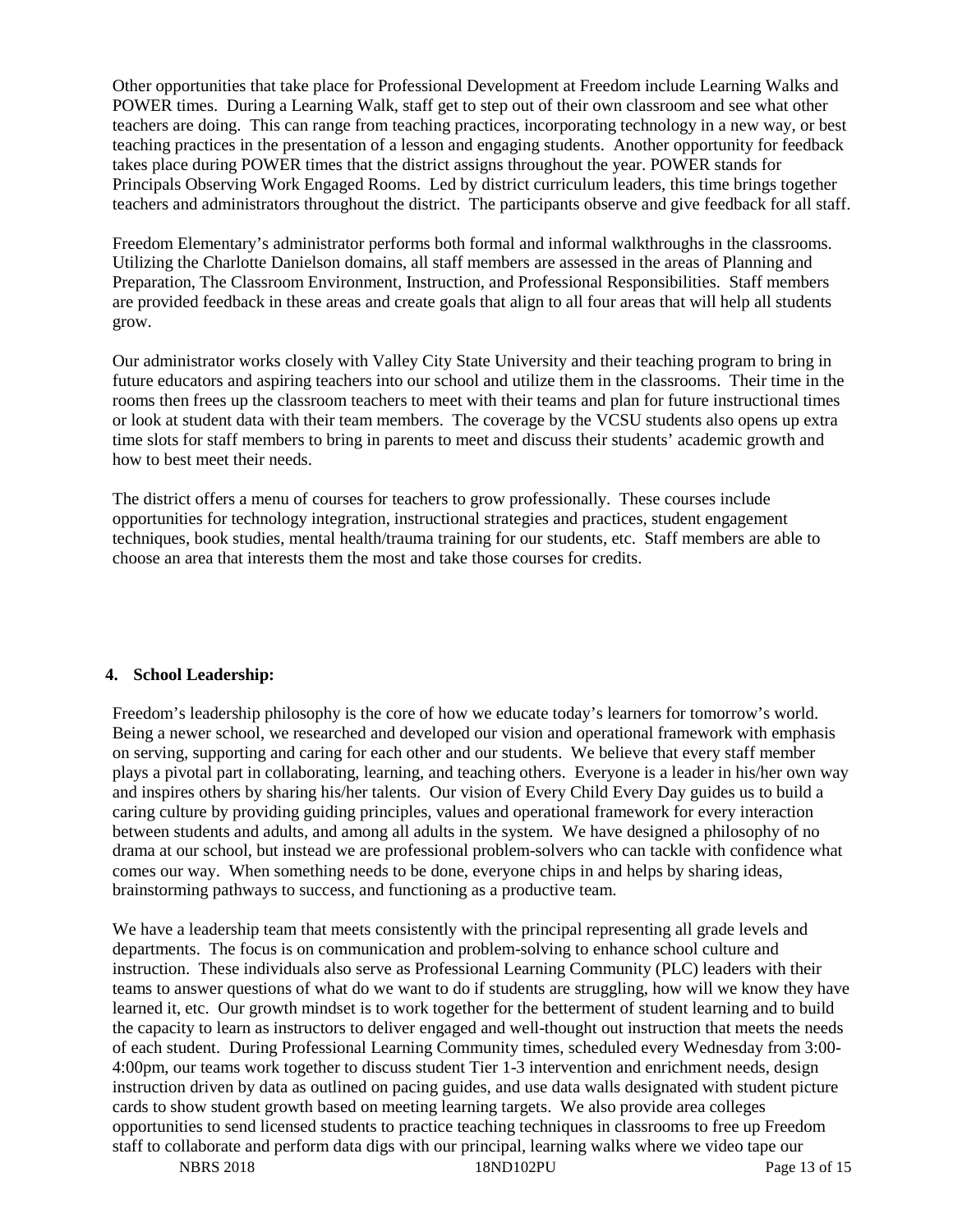Other opportunities that take place for Professional Development at Freedom include Learning Walks and POWER times. During a Learning Walk, staff get to step out of their own classroom and see what other teachers are doing. This can range from teaching practices, incorporating technology in a new way, or best teaching practices in the presentation of a lesson and engaging students. Another opportunity for feedback takes place during POWER times that the district assigns throughout the year. POWER stands for Principals Observing Work Engaged Rooms. Led by district curriculum leaders, this time brings together teachers and administrators throughout the district. The participants observe and give feedback for all staff.

Freedom Elementary's administrator performs both formal and informal walkthroughs in the classrooms. Utilizing the Charlotte Danielson domains, all staff members are assessed in the areas of Planning and Preparation, The Classroom Environment, Instruction, and Professional Responsibilities. Staff members are provided feedback in these areas and create goals that align to all four areas that will help all students grow.

Our administrator works closely with Valley City State University and their teaching program to bring in future educators and aspiring teachers into our school and utilize them in the classrooms. Their time in the rooms then frees up the classroom teachers to meet with their teams and plan for future instructional times or look at student data with their team members. The coverage by the VCSU students also opens up extra time slots for staff members to bring in parents to meet and discuss their students' academic growth and how to best meet their needs.

The district offers a menu of courses for teachers to grow professionally. These courses include opportunities for technology integration, instructional strategies and practices, student engagement techniques, book studies, mental health/trauma training for our students, etc. Staff members are able to choose an area that interests them the most and take those courses for credits.

**4. School Leadership:**

Freedom's leadership philosophy is the core of how we educate today's learners for tomorrow's world. Being a newer school, we researched and developed our vision and operational framework with emphasis on serving, supporting and caring for each other and our students. We believe that every staff member plays a pivotal part in collaborating, learning, and teaching others. Everyone is a leader in his/her own way and inspires others by sharing his/her talents. Our vision of Every Child Every Day guides us to build a caring culture by providing guiding principles, values and operational framework for every interaction between students and adults, and among all adults in the system. We have designed a philosophy of no drama at our school, but instead we are professional problem-solvers who can tackle with confidence what comes our way. When something needs to be done, everyone chips in and helps by sharing ideas, brainstorming pathways to success, and functioning as a productive team.

We have a leadership team that meets consistently with the principal representing all grade levels and departments. The focus is on communication and problem-solving to enhance school culture and instruction. These individuals also serve as Professional Learning Community (PLC) leaders with their teams to answer questions of what do we want to do if students are struggling, how will we know they have learned it, etc. Our growth mindset is to work together for the betterment of student learning and to build the capacity to learn as instructors to deliver engaged and well-thought out instruction that meets the needs of each student. During Professional Learning Community times, scheduled every Wednesday from 3:00-4:00pm, our teams work together to discuss student Tier 1-3 intervention and enrichment needs, design instruction driven by data as outlined on pacing guides, and use data walls designated with student picture cards to show student growth based on meeting learning targets. We also provide area colleges opportunities to send licensed students to practice teaching techniques in classrooms to free up Freedom staff to collaborate and perform data digs with our principal, learning walks where we video tape our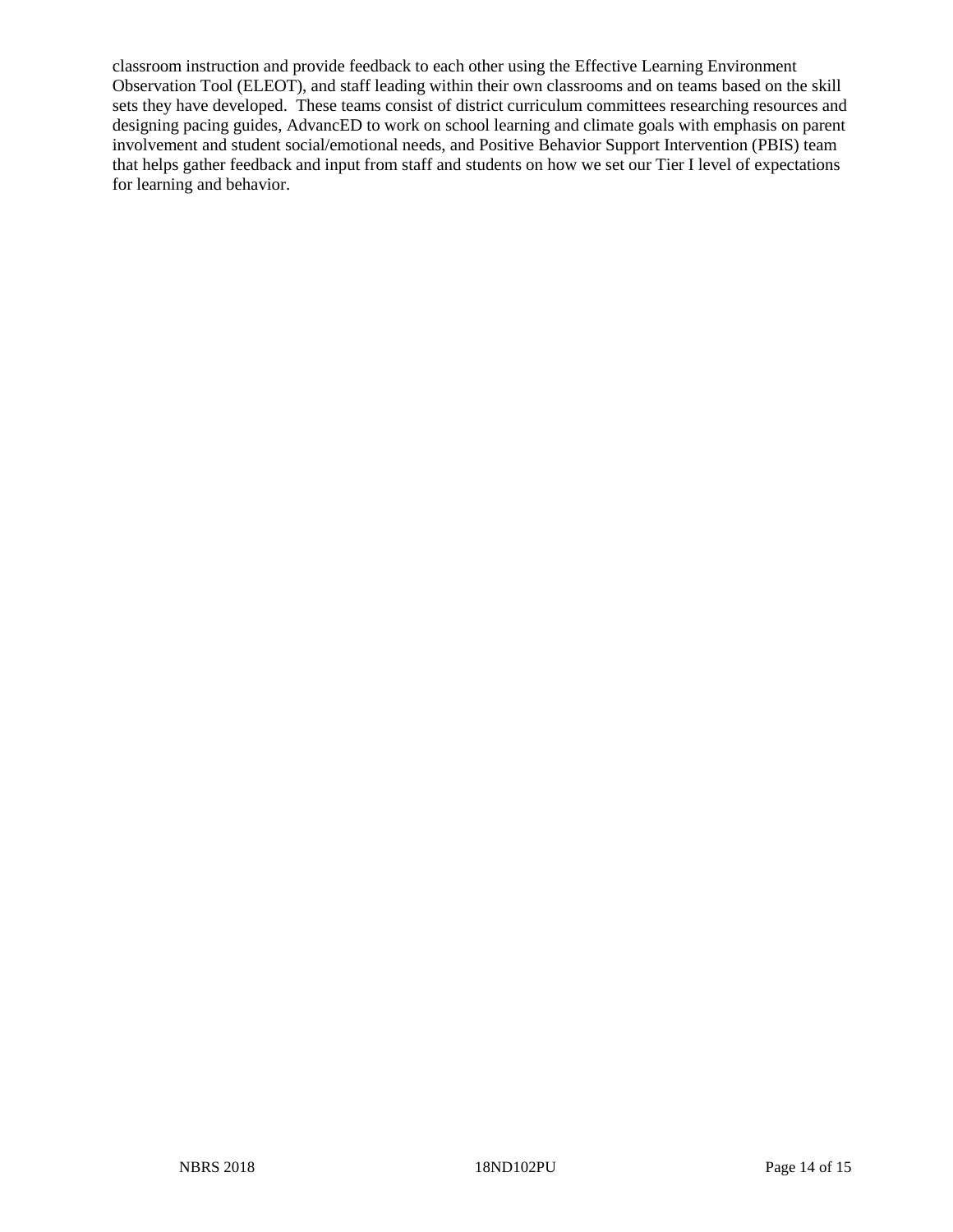classroom instruction and provide feedback to each other using the Effective Learning Environment Observation Tool (ELEOT), and staff leading within their own classrooms and on teams based on the skill sets they have developed. These teams consist of district curriculum committees researching resources and designing pacing guides, AdvancED to work on school learning and climate goals with emphasis on parent involvement and student social/emotional needs, and Positive Behavior Support Intervention (PBIS) team that helps gather feedback and input from staff and students on how we set our Tier I level of expectations for learning and behavior.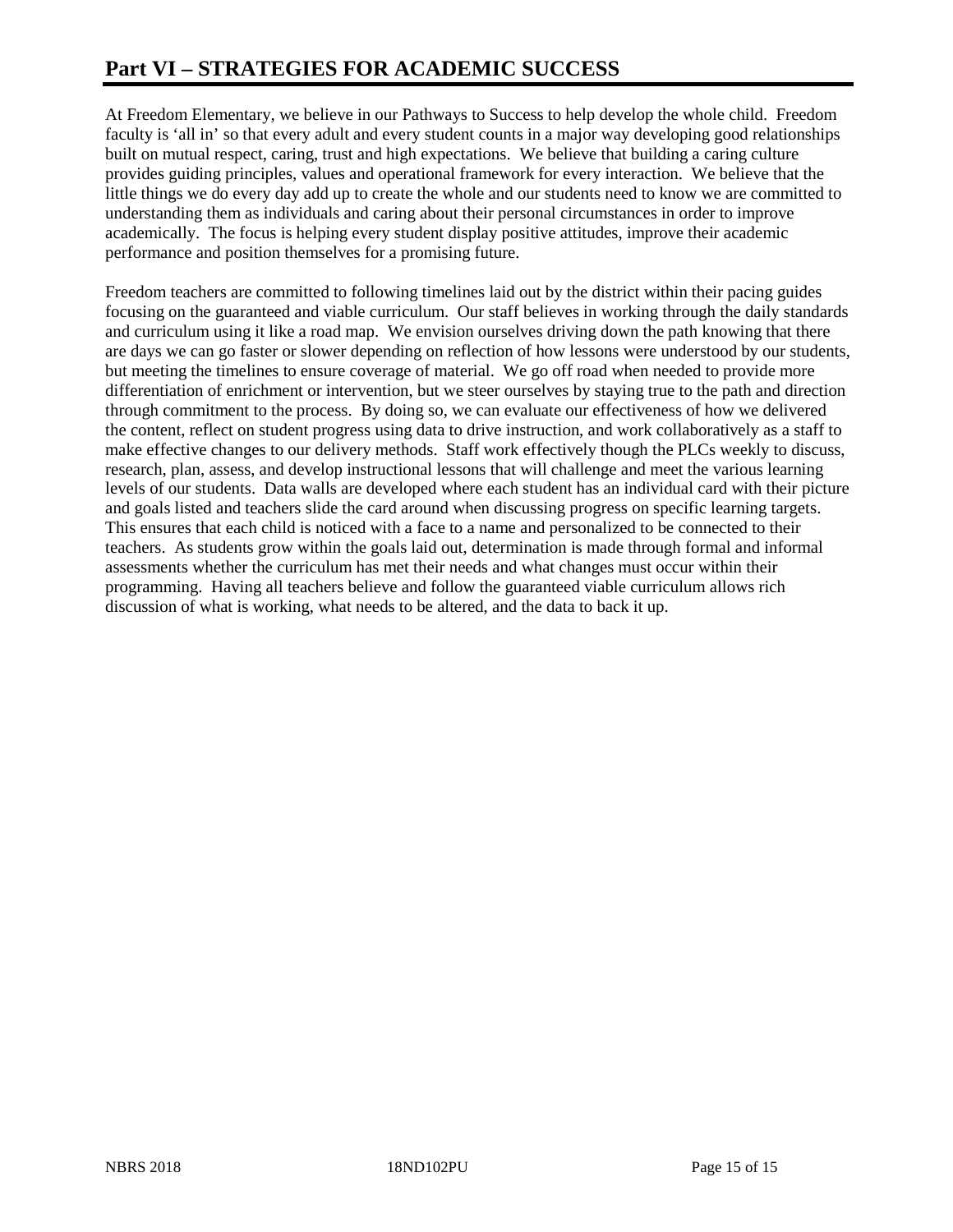# Part VI – STRATEGIES FOR ACADEMIC SUCCESS

At Freedom Elementary, we believe in our Pathways to Success to help develop the whole child. Freedom faculty is 'all in' so that every adult and every student counts in a major way developing good relationships built on mutual respect, caring, trust and high expectations. We believe that building a caring culture provides guiding principles, values and operational framework for every interaction. We believe that the little things we do every day add up to create the whole and our students need to know we are committed to understanding them as individuals and caring about their personal circumstances in order to improve academically. The focus is helping every student display positive attitudes, improve their academic performance and position themselves for a promising future.

Freedom teachers are committed to following timelines laid out by the district within their pacing guides focusing on the guaranteed and viable curriculum. Our staff believes in working through the daily standards and curriculum using it like a road map. We envision ourselves driving down the path knowing that there are days we can go faster or slower depending on reflection of how lessons were understood by our students, but meeting the timelines to ensure coverage of material. We go off road when needed to provide more differentiation of enrichment or intervention, but we steer ourselves by staying true to the path and direction through commitment to the process. By doing so, we can evaluate our effectiveness of how we delivered the content, reflect on student progress using data to drive instruction, and work collaboratively as a staff to make effective changes to our delivery methods. Staff work effectively though the PLCs weekly to discuss, research, plan, assess, and develop instructional lessons that will challenge and meet the various learning levels of our students. Data walls are developed where each student has an individual card with their picture and goals listed and teachers slide the card around when discussing progress on specific learning targets. This ensures that each child is noticed with a face to a name and personalized to be connected to their teachers. As students grow within the goals laid out, determination is made through formal and informal assessments whether the curriculum has met their needs and what changes must occur within their programming. Having all teachers believe and follow the guaranteed viable curriculum allows rich discussion of what is working, what needs to be altered, and the data to back it up.